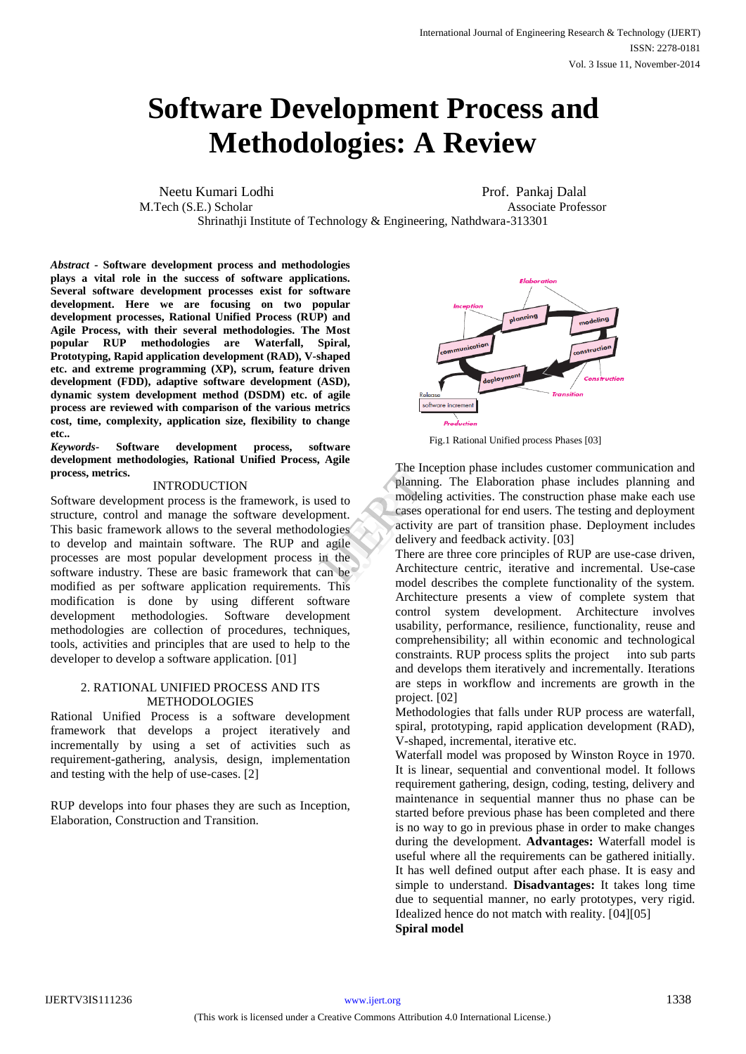# Software Development Process and Methodologies: A Review

Neetu Kumari Lodhi
M.Tech (S.E.) Scholar

Prof. Pankaj Dalal
Associate Professor

Shrinathji Institute of Technology & Engineering, Nathdwara-313301

***Abstract* - Software development process and methodologies plays a vital role in the success of software applications. Several software development processes exist for software development. Here we are focusing on two popular development processes, Rational Unified Process (RUP) and Agile Process, with their several methodologies. The Most popular RUP methodologies are Waterfall, Spiral, Prototyping, Rapid application development (RAD), V-shaped etc. and extreme programming (XP), scrum, feature driven development (FDD), adaptive software development (ASD), dynamic system development method (DSDM) etc. of agile process are reviewed with comparison of the various metrics cost, time, complexity, application size, flexibility to change etc..**

***Keywords*- Software development process, software development methodologies, Rational Unified Process, Agile process, metrics.**

## INTRODUCTION

Software development process is the framework, is used to structure, control and manage the software development. This basic framework allows to the several methodologies to develop and maintain software. The RUP and agile processes are most popular development process in the software industry. These are basic framework that can be modified as per software application requirements. This modification is done by using different software development methodologies. Software development methodologies are collection of procedures, techniques, tools, activities and principles that are used to help to the developer to develop a software application. [01]

## 2. RATIONAL UNIFIED PROCESS AND ITS METHODOLOGIES

Rational Unified Process is a software development framework that develops a project iteratively and incrementally by using a set of activities such as requirement-gathering, analysis, design, implementation and testing with the help of use-cases. [2]

RUP develops into four phases they are such as Inception, Elaboration, Construction and Transition.

Fig.1 Rational Unified process Phases [03]

The Inception phase includes customer communication and planning. The Elaboration phase includes planning and modeling activities. The construction phase make each use cases operational for end users. The testing and deployment activity are part of transition phase. Deployment includes delivery and feedback activity. [03]

There are three core principles of RUP are use-case driven, Architecture centric, iterative and incremental. Use-case model describes the complete functionality of the system. Architecture presents a view of complete system that control system development. Architecture involves usability, performance, resilience, functionality, reuse and comprehensibility; all within economic and technological constraints. RUP process splits the project into sub parts and develops them iteratively and incrementally. Iterations are steps in workflow and increments are growth in the project. [02]

Methodologies that falls under RUP process are waterfall, spiral, prototyping, rapid application development (RAD), V-shaped, incremental, iterative etc.

Waterfall model was proposed by Winston Royce in 1970. It is linear, sequential and conventional model. It follows requirement gathering, design, coding, testing, delivery and maintenance in sequential manner thus no phase can be started before previous phase has been completed and there is no way to go in previous phase in order to make changes during the development. **Advantages:** Waterfall model is useful where all the requirements can be gathered initially. It has well defined output after each phase. It is easy and simple to understand. **Disadvantages:** It takes long time due to sequential manner, no early prototypes, very rigid. Idealized hence do not match with reality. [04][05]

**Spiral model**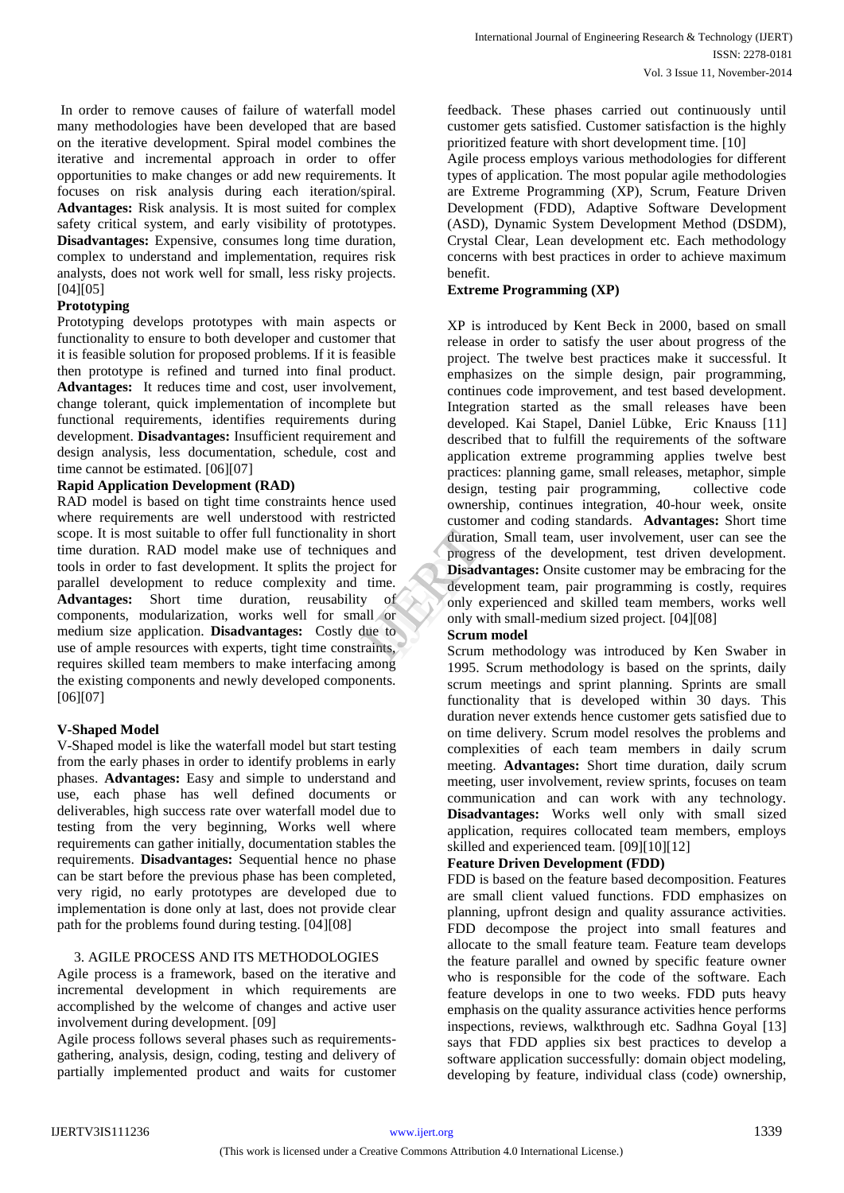In order to remove causes of failure of waterfall model many methodologies have been developed that are based on the iterative development. Spiral model combines the iterative and incremental approach in order to offer opportunities to make changes or add new requirements. It focuses on risk analysis during each iteration/spiral. **Advantages:** Risk analysis. It is most suited for complex safety critical system, and early visibility of prototypes. **Disadvantages:** Expensive, consumes long time duration, complex to understand and implementation, requires risk analysts, does not work well for small, less risky projects. [04][05]

**Prototyping**

Prototyping develops prototypes with main aspects or functionality to ensure to both developer and customer that it is feasible solution for proposed problems. If it is feasible then prototype is refined and turned into final product. **Advantages:** It reduces time and cost, user involvement, change tolerant, quick implementation of incomplete but functional requirements, identifies requirements during development. **Disadvantages:** Insufficient requirement and design analysis, less documentation, schedule, cost and time cannot be estimated. [06][07]

**Rapid Application Development (RAD)**

RAD model is based on tight time constraints hence used where requirements are well understood with restricted scope. It is most suitable to offer full functionality in short time duration. RAD model make use of techniques and tools in order to fast development. It splits the project for parallel development to reduce complexity and time. **Advantages:** Short time duration, reusability of components, modularization, works well for small or medium size application. **Disadvantages:** Costly due to use of ample resources with experts, tight time constraints, requires skilled team members to make interfacing among the existing components and newly developed components. [06][07]

**V-Shaped Model**

V-Shaped model is like the waterfall model but start testing from the early phases in order to identify problems in early phases. **Advantages:** Easy and simple to understand and use, each phase has well defined documents or deliverables, high success rate over waterfall model due to testing from the very beginning, Works well where requirements can gather initially, documentation stables the requirements. **Disadvantages:** Sequential hence no phase can be start before the previous phase has been completed, very rigid, no early prototypes are developed due to implementation is done only at last, does not provide clear path for the problems found during testing. [04][08]

## 3. AGILE PROCESS AND ITS METHODOLOGIES

Agile process is a framework, based on the iterative and incremental development in which requirements are accomplished by the welcome of changes and active user involvement during development. [09]

Agile process follows several phases such as requirements-gathering, analysis, design, coding, testing and delivery of partially implemented product and waits for customer feedback. These phases carried out continuously until customer gets satisfied. Customer satisfaction is the highly prioritized feature with short development time. [10]

Agile process employs various methodologies for different types of application. The most popular agile methodologies are Extreme Programming (XP), Scrum, Feature Driven Development (FDD), Adaptive Software Development (ASD), Dynamic System Development Method (DSDM), Crystal Clear, Lean development etc. Each methodology concerns with best practices in order to achieve maximum benefit.

**Extreme Programming (XP)**

XP is introduced by Kent Beck in 2000, based on small release in order to satisfy the user about progress of the project. The twelve best practices make it successful. It emphasizes on the simple design, pair programming, continues code improvement, and test based development. Integration started as the small releases have been developed. Kai Stapel, Daniel Lübke, Eric Knauss [11] described that to fulfill the requirements of the software application extreme programming applies twelve best practices: planning game, small releases, metaphor, simple design, testing pair programming, collective code ownership, continues integration, 40-hour week, onsite customer and coding standards. **Advantages:** Short time duration, Small team, user involvement, user can see the progress of the development, test driven development. **Disadvantages:** Onsite customer may be embracing for the development team, pair programming is costly, requires only experienced and skilled team members, works well only with small-medium sized project. [04][08]

**Scrum model**

Scrum methodology was introduced by Ken Swaber in 1995. Scrum methodology is based on the sprints, daily scrum meetings and sprint planning. Sprints are small functionality that is developed within 30 days. This duration never extends hence customer gets satisfied due to on time delivery. Scrum model resolves the problems and complexities of each team members in daily scrum meeting. **Advantages:** Short time duration, daily scrum meeting, user involvement, review sprints, focuses on team communication and can work with any technology. **Disadvantages:** Works well only with small sized application, requires collocated team members, employs skilled and experienced team. [09][10][12]

**Feature Driven Development (FDD)**

FDD is based on the feature based decomposition. Features are small client valued functions. FDD emphasizes on planning, upfront design and quality assurance activities. FDD decompose the project into small features and allocate to the small feature team. Feature team develops the feature parallel and owned by specific feature owner who is responsible for the code of the software. Each feature develops in one to two weeks. FDD puts heavy emphasis on the quality assurance activities hence performs inspections, reviews, walkthrough etc. Sadhna Goyal [13] says that FDD applies six best practices to develop a software application successfully: domain object modeling, developing by feature, individual class (code) ownership,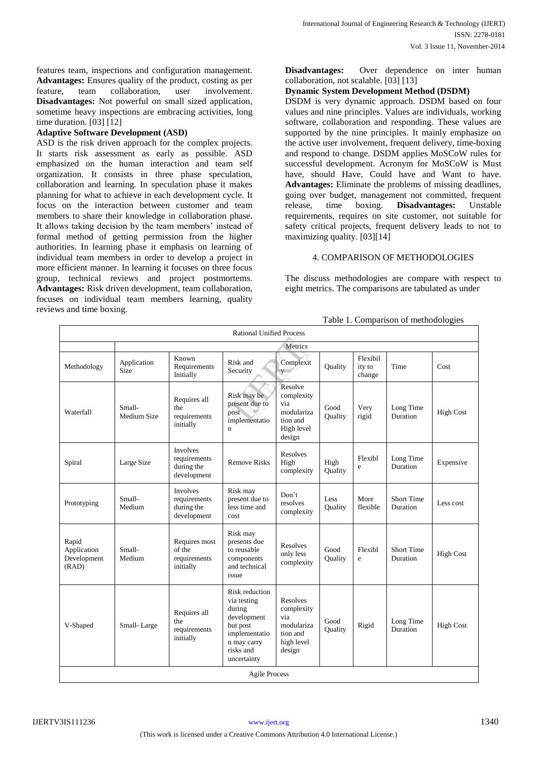features team, inspections and configuration management. **Advantages:** Ensures quality of the product, costing as per feature, team collaboration, user involvement. **Disadvantages:** Not powerful on small sized application, sometime heavy inspections are embracing activities, long time duration. [03] [12]

**Adaptive Software Development (ASD)**

ASD is the risk driven approach for the complex projects. It starts risk assessment as early as possible. ASD emphasized on the human interaction and team self organization. It consists in three phase speculation, collaboration and learning. In speculation phase it makes planning for what to achieve in each development cycle. It focus on the interaction between customer and team members to share their knowledge in collaboration phase. It allows taking decision by the team members' instead of formal method of getting permission from the higher authorities. In learning phase it emphasis on learning of individual team members in order to develop a project in more efficient manner. In learning it focuses on three focus group, technical reviews and project postmortems. **Advantages:** Risk driven development, team collaboration, focuses on individual team members learning, quality reviews and time boxing.

**Disadvantages:** Over dependence on inter human collaboration, not scalable. [03] [13]

**Dynamic System Development Method (DSDM)**

DSDM is very dynamic approach. DSDM based on four values and nine principles. Values are individuals, working software, collaboration and responding. These values are supported by the nine principles. It mainly emphasize on the active user involvement, frequent delivery, time-boxing and respond to change. DSDM applies MoSCoW rules for successful development. Acronym for MoSCoW is Must have, should Have, Could have and Want to have. **Advantages:** Eliminate the problems of missing deadlines, going over budget, management not committed, frequent release, time boxing. **Disadvantages:** Unstable requirements, requires on site customer, not suitable for safety critical projects, frequent delivery leads to not to maximizing quality. [03][14]

## 4. COMPARISON OF METHODOLOGIES

The discuss methodologies are compare with respect to eight metrics. The comparisons are tabulated as under

Table 1. Comparison of methodologies

| Rational Unified Process | | | | | | | | |
|---|---|---|---|---|---|---|---|---|
| | Metrics | | | | | | | |
| Methodology | Application Size | Known Requirements Initially | Risk and Security | Complexity | Quality | Flexibility to change | Time | Cost |
| Waterfall | Small-Medium Size | Requires all the requirements initially | Risk may be present due to post implementation | Resolve complexity via modularization and High level design | Good Quality | Very rigid | Long Time Duration | High Cost |
| Spiral | Large Size | Involves requirements during the development | Remove Risks | Resolves High complexity | High Quality | Flexible | Long Time Duration | Expensive |
| Prototyping | Small-Medium | Involves requirements during the development | Risk may present due to less time and cost | Don't resolves complexity | Less Quality | More flexible | Short Time Duration | Less cost |
| Rapid Application Development (RAD) | Small-Medium | Requires most of the requirements initially | Risk may presents due to reusable components and technical issue | Resolves only less complexity | Good Quality | Flexible | Short Time Duration | High Cost |
| V-Shaped | Small- Large | Requires all the requirements initially | Risk reduction via testing during development but post implementation may carry risks and uncertainty | Resolves complexity via modularization and high level design | Good Quality | Rigid | Long Time Duration | High Cost |
| Agile Process | | | | | | | | |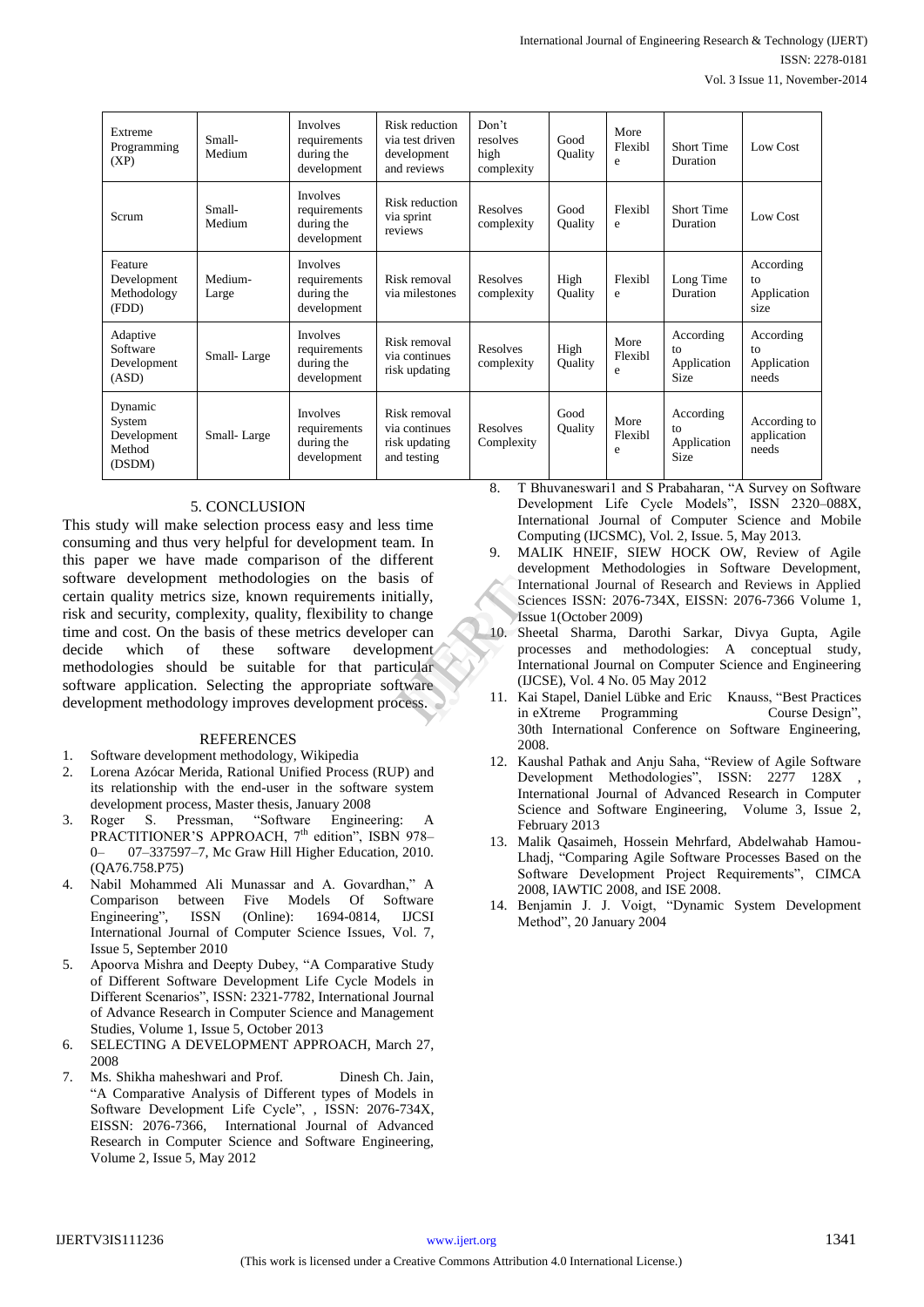| | | | | | | | | |
|---|---|---|---|---|---|---|---|---|
| Extreme Programming (XP) | Small-Medium | Involves requirements during the development | Risk reduction via test driven development and reviews | Don't resolves high complexity | Good Quality | More Flexible | Short Time Duration | Low Cost |
| Scrum | Small-Medium | Involves requirements during the development | Risk reduction via sprint reviews | Resolves complexity | Good Quality | Flexible | Short Time Duration | Low Cost |
| Feature Development Methodology (FDD) | Medium-Large | Involves requirements during the development | Risk removal via milestones | Resolves complexity | High Quality | Flexible | Long Time Duration | According to Application size |
| Adaptive Software Development (ASD) | Small- Large | Involves requirements during the development | Risk removal via continues risk updating | Resolves complexity | High Quality | More Flexible | According to Application Size | According to Application needs |
| Dynamic System Development Method (DSDM) | Small- Large | Involves requirements during the development | Risk removal via continues risk updating and testing | Resolves Complexity | Good Quality | More Flexible | According to Application Size | According to application needs |

## 5. CONCLUSION

This study will make selection process easy and less time consuming and thus very helpful for development team. In this paper we have made comparison of the different software development methodologies on the basis of certain quality metrics size, known requirements initially, risk and security, complexity, quality, flexibility to change time and cost. On the basis of these metrics developer can decide which of these software development methodologies should be suitable for that particular software application. Selecting the appropriate software development methodology improves development process.

## REFERENCES

1. Software development methodology, Wikipedia
2. Lorena Azócar Merida, Rational Unified Process (RUP) and its relationship with the end-user in the software system development process, Master thesis, January 2008
3. Roger S. Pressman, "Software Engineering: A PRACTITIONER'S APPROACH, 7th edition", ISBN 978–0– 07–337597–7, Mc Graw Hill Higher Education, 2010. (QA76.758.P75)
4. Nabil Mohammed Ali Munassar and A. Govardhan," A Comparison between Five Models Of Software Engineering", ISSN (Online): 1694-0814, IJCSI International Journal of Computer Science Issues, Vol. 7, Issue 5, September 2010
5. Apoorva Mishra and Deepty Dubey, "A Comparative Study of Different Software Development Life Cycle Models in Different Scenarios", ISSN: 2321-7782, International Journal of Advance Research in Computer Science and Management Studies, Volume 1, Issue 5, October 2013
6. SELECTING A DEVELOPMENT APPROACH, March 27, 2008
7. Ms. Shikha maheshwari and Prof. Dinesh Ch. Jain, "A Comparative Analysis of Different types of Models in Software Development Life Cycle", , ISSN: 2076-734X, EISSN: 2076-7366, International Journal of Advanced Research in Computer Science and Software Engineering, Volume 2, Issue 5, May 2012
8. T Bhuvaneswari1 and S Prabaharan, "A Survey on Software Development Life Cycle Models", ISSN 2320–088X, International Journal of Computer Science and Mobile Computing (IJCSMC), Vol. 2, Issue. 5, May 2013.
9. MALIK HNEIF, SIEW HOCK OW, Review of Agile development Methodologies in Software Development, International Journal of Research and Reviews in Applied Sciences ISSN: 2076-734X, EISSN: 2076-7366 Volume 1, Issue 1(October 2009)
10. Sheetal Sharma, Darothi Sarkar, Divya Gupta, Agile processes and methodologies: A conceptual study, International Journal on Computer Science and Engineering (IJCSE), Vol. 4 No. 05 May 2012
11. Kai Stapel, Daniel Lübke and Eric Knauss, "Best Practices in eXtreme Programming Course Design", 30th International Conference on Software Engineering, 2008.
12. Kaushal Pathak and Anju Saha, "Review of Agile Software Development Methodologies", ISSN: 2277 128X , International Journal of Advanced Research in Computer Science and Software Engineering, Volume 3, Issue 2, February 2013
13. Malik Qasaimeh, Hossein Mehrfard, Abdelwahab Hamou-Lhadj, "Comparing Agile Software Processes Based on the Software Development Project Requirements", CIMCA 2008, IAWTIC 2008, and ISE 2008.
14. Benjamin J. J. Voigt, "Dynamic System Development Method", 20 January 2004